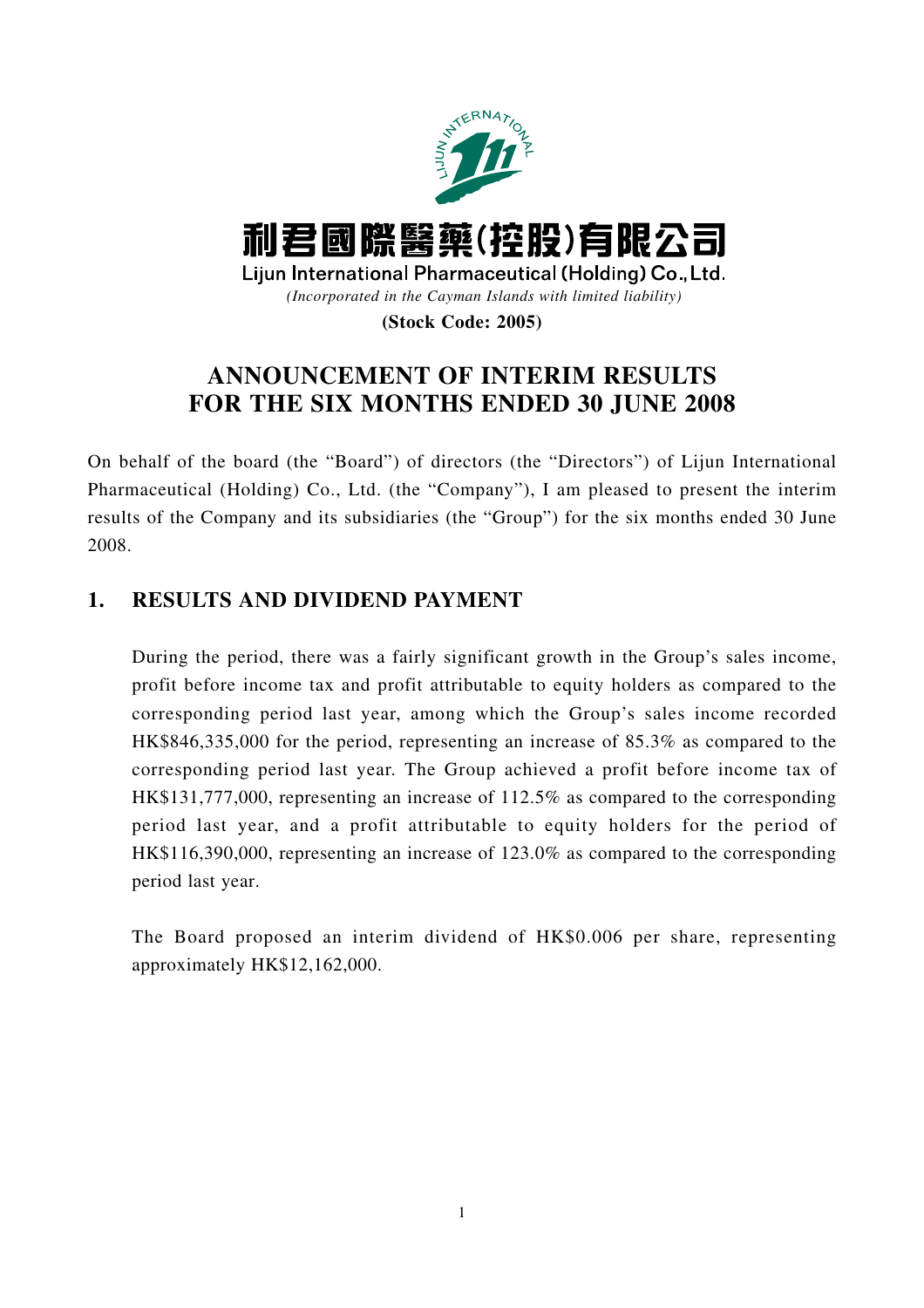利君國際醫藥(控股)有限公司

Lijun International Pharmaceutical (Holding) Co., Ltd.

*(Incorporated in the Cayman Islands with limited liability)*

**(Stock Code: 2005)**

# ANNOUNCEMENT OF INTERIM RESULTS FOR THE SIX MONTHS ENDED 30 JUNE 2008

On behalf of the board (the "Board") of directors (the "Directors") of Lijun International Pharmaceutical (Holding) Co., Ltd. (the "Company"), I am pleased to present the interim results of the Company and its subsidiaries (the "Group") for the six months ended 30 June 2008.

## 1. RESULTS AND DIVIDEND PAYMENT

During the period, there was a fairly significant growth in the Group's sales income, profit before income tax and profit attributable to equity holders as compared to the corresponding period last year, among which the Group's sales income recorded HK$846,335,000 for the period, representing an increase of 85.3% as compared to the corresponding period last year. The Group achieved a profit before income tax of HK$131,777,000, representing an increase of 112.5% as compared to the corresponding period last year, and a profit attributable to equity holders for the period of HK$116,390,000, representing an increase of 123.0% as compared to the corresponding period last year.

The Board proposed an interim dividend of HK$0.006 per share, representing approximately HK$12,162,000.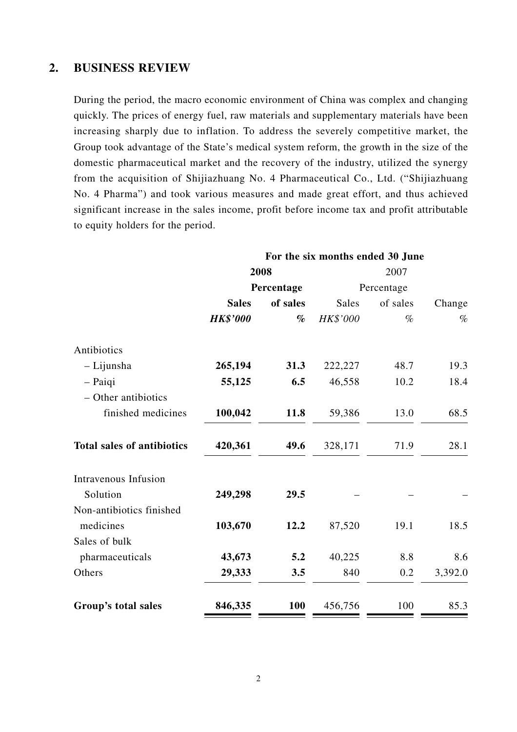## 2. BUSINESS REVIEW

During the period, the macro economic environment of China was complex and changing quickly. The prices of energy fuel, raw materials and supplementary materials have been increasing sharply due to inflation. To address the severely competitive market, the Group took advantage of the State's medical system reform, the growth in the size of the domestic pharmaceutical market and the recovery of the industry, utilized the synergy from the acquisition of Shijiazhuang No. 4 Pharmaceutical Co., Ltd. ("Shijiazhuang No. 4 Pharma") and took various measures and made great effort, and thus achieved significant increase in the sales income, profit before income tax and profit attributable to equity holders for the period.

| | For the six months ended 30 June | | | | |
|---|---|---|---|---|---|
| | **2008** | | 2007 | | |
| | **Sales** | **Percentage of sales** | Sales | Percentage of sales | Change |
| | ***HK$'000*** | ***%*** | *HK$'000* | *%* | *%* |
| Antibiotics | | | | | |
| – Lijunsha | **265,194** | **31.3** | 222,227 | 48.7 | 19.3 |
| – Paiqi | **55,125** | **6.5** | 46,558 | 10.2 | 18.4 |
| – Other antibiotics finished medicines | **100,042** | **11.8** | 59,386 | 13.0 | 68.5 |
| **Total sales of antibiotics** | **420,361** | **49.6** | 328,171 | 71.9 | 28.1 |
| Intravenous Infusion Solution | **249,298** | **29.5** | – | – | – |
| Non-antibiotics finished medicines | **103,670** | **12.2** | 87,520 | 19.1 | 18.5 |
| Sales of bulk pharmaceuticals | **43,673** | **5.2** | 40,225 | 8.8 | 8.6 |
| Others | **29,333** | **3.5** | 840 | 0.2 | 3,392.0 |
| **Group's total sales** | **846,335** | **100** | 456,756 | 100 | 85.3 |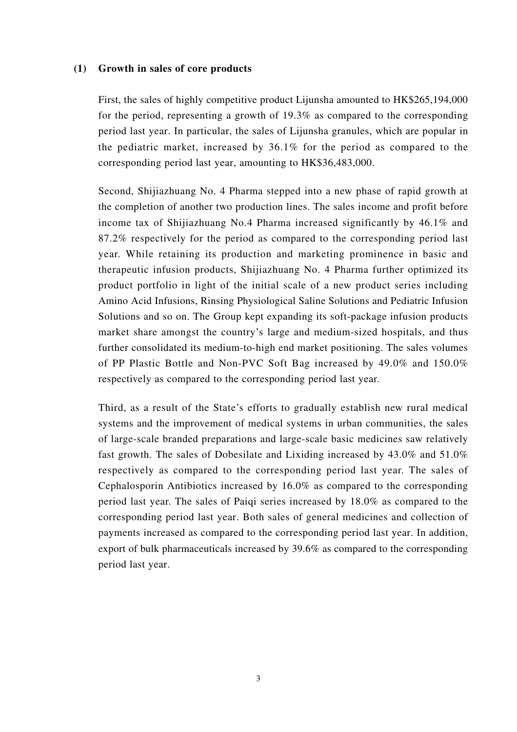**(1) Growth in sales of core products**

First, the sales of highly competitive product Lijunsha amounted to HK$265,194,000 for the period, representing a growth of 19.3% as compared to the corresponding period last year. In particular, the sales of Lijunsha granules, which are popular in the pediatric market, increased by 36.1% for the period as compared to the corresponding period last year, amounting to HK$36,483,000.

Second, Shijiazhuang No. 4 Pharma stepped into a new phase of rapid growth at the completion of another two production lines. The sales income and profit before income tax of Shijiazhuang No.4 Pharma increased significantly by 46.1% and 87.2% respectively for the period as compared to the corresponding period last year. While retaining its production and marketing prominence in basic and therapeutic infusion products, Shijiazhuang No. 4 Pharma further optimized its product portfolio in light of the initial scale of a new product series including Amino Acid Infusions, Rinsing Physiological Saline Solutions and Pediatric Infusion Solutions and so on. The Group kept expanding its soft-package infusion products market share amongst the country's large and medium-sized hospitals, and thus further consolidated its medium-to-high end market positioning. The sales volumes of PP Plastic Bottle and Non-PVC Soft Bag increased by 49.0% and 150.0% respectively as compared to the corresponding period last year.

Third, as a result of the State's efforts to gradually establish new rural medical systems and the improvement of medical systems in urban communities, the sales of large-scale branded preparations and large-scale basic medicines saw relatively fast growth. The sales of Dobesilate and Lixiding increased by 43.0% and 51.0% respectively as compared to the corresponding period last year. The sales of Cephalosporin Antibiotics increased by 16.0% as compared to the corresponding period last year. The sales of Paiqi series increased by 18.0% as compared to the corresponding period last year. Both sales of general medicines and collection of payments increased as compared to the corresponding period last year. In addition, export of bulk pharmaceuticals increased by 39.6% as compared to the corresponding period last year.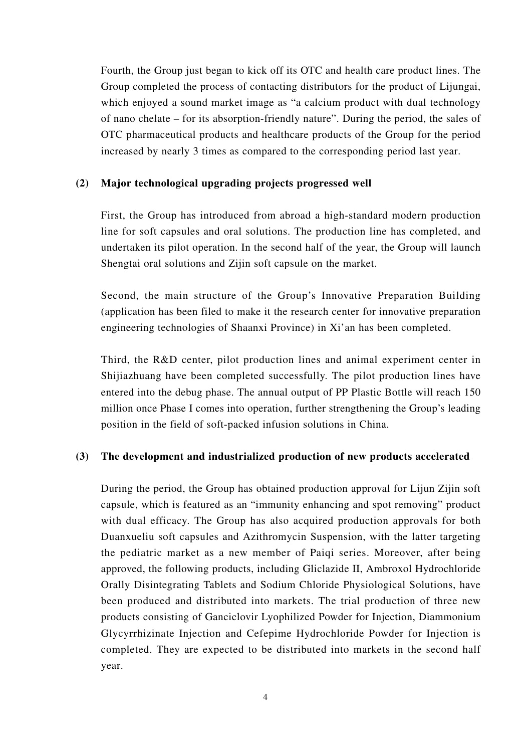Fourth, the Group just began to kick off its OTC and health care product lines. The Group completed the process of contacting distributors for the product of Lijungai, which enjoyed a sound market image as "a calcium product with dual technology of nano chelate – for its absorption-friendly nature". During the period, the sales of OTC pharmaceutical products and healthcare products of the Group for the period increased by nearly 3 times as compared to the corresponding period last year.

**(2) Major technological upgrading projects progressed well**

First, the Group has introduced from abroad a high-standard modern production line for soft capsules and oral solutions. The production line has completed, and undertaken its pilot operation. In the second half of the year, the Group will launch Shengtai oral solutions and Zijin soft capsule on the market.

Second, the main structure of the Group's Innovative Preparation Building (application has been filed to make it the research center for innovative preparation engineering technologies of Shaanxi Province) in Xi'an has been completed.

Third, the R&D center, pilot production lines and animal experiment center in Shijiazhuang have been completed successfully. The pilot production lines have entered into the debug phase. The annual output of PP Plastic Bottle will reach 150 million once Phase I comes into operation, further strengthening the Group's leading position in the field of soft-packed infusion solutions in China.

**(3) The development and industrialized production of new products accelerated**

During the period, the Group has obtained production approval for Lijun Zijin soft capsule, which is featured as an "immunity enhancing and spot removing" product with dual efficacy. The Group has also acquired production approvals for both Duanxueliu soft capsules and Azithromycin Suspension, with the latter targeting the pediatric market as a new member of Paiqi series. Moreover, after being approved, the following products, including Gliclazide II, Ambroxol Hydrochloride Orally Disintegrating Tablets and Sodium Chloride Physiological Solutions, have been produced and distributed into markets. The trial production of three new products consisting of Ganciclovir Lyophilized Powder for Injection, Diammonium Glycyrrhizinate Injection and Cefepime Hydrochloride Powder for Injection is completed. They are expected to be distributed into markets in the second half year.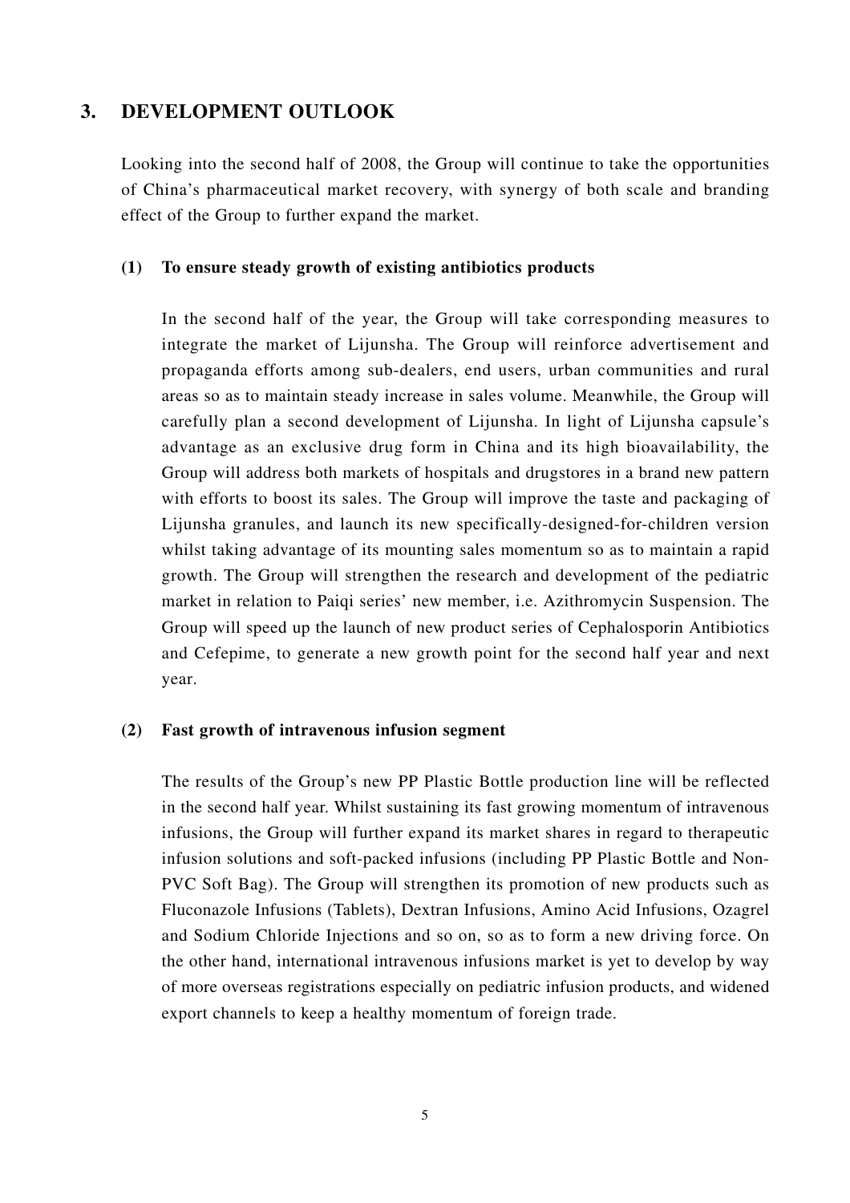## 3. DEVELOPMENT OUTLOOK

Looking into the second half of 2008, the Group will continue to take the opportunities of China's pharmaceutical market recovery, with synergy of both scale and branding effect of the Group to further expand the market.

### (1) To ensure steady growth of existing antibiotics products

In the second half of the year, the Group will take corresponding measures to integrate the market of Lijunsha. The Group will reinforce advertisement and propaganda efforts among sub-dealers, end users, urban communities and rural areas so as to maintain steady increase in sales volume. Meanwhile, the Group will carefully plan a second development of Lijunsha. In light of Lijunsha capsule's advantage as an exclusive drug form in China and its high bioavailability, the Group will address both markets of hospitals and drugstores in a brand new pattern with efforts to boost its sales. The Group will improve the taste and packaging of Lijunsha granules, and launch its new specifically-designed-for-children version whilst taking advantage of its mounting sales momentum so as to maintain a rapid growth. The Group will strengthen the research and development of the pediatric market in relation to Paiqi series' new member, i.e. Azithromycin Suspension. The Group will speed up the launch of new product series of Cephalosporin Antibiotics and Cefepime, to generate a new growth point for the second half year and next year.

### (2) Fast growth of intravenous infusion segment

The results of the Group's new PP Plastic Bottle production line will be reflected in the second half year. Whilst sustaining its fast growing momentum of intravenous infusions, the Group will further expand its market shares in regard to therapeutic infusion solutions and soft-packed infusions (including PP Plastic Bottle and Non-PVC Soft Bag). The Group will strengthen its promotion of new products such as Fluconazole Infusions (Tablets), Dextran Infusions, Amino Acid Infusions, Ozagrel and Sodium Chloride Injections and so on, so as to form a new driving force. On the other hand, international intravenous infusions market is yet to develop by way of more overseas registrations especially on pediatric infusion products, and widened export channels to keep a healthy momentum of foreign trade.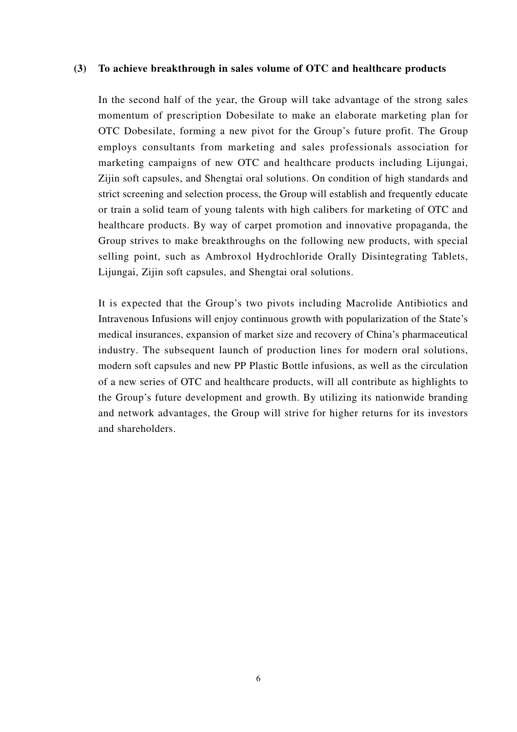**(3) To achieve breakthrough in sales volume of OTC and healthcare products**

In the second half of the year, the Group will take advantage of the strong sales momentum of prescription Dobesilate to make an elaborate marketing plan for OTC Dobesilate, forming a new pivot for the Group's future profit. The Group employs consultants from marketing and sales professionals association for marketing campaigns of new OTC and healthcare products including Lijungai, Zijin soft capsules, and Shengtai oral solutions. On condition of high standards and strict screening and selection process, the Group will establish and frequently educate or train a solid team of young talents with high calibers for marketing of OTC and healthcare products. By way of carpet promotion and innovative propaganda, the Group strives to make breakthroughs on the following new products, with special selling point, such as Ambroxol Hydrochloride Orally Disintegrating Tablets, Lijungai, Zijin soft capsules, and Shengtai oral solutions.

It is expected that the Group's two pivots including Macrolide Antibiotics and Intravenous Infusions will enjoy continuous growth with popularization of the State's medical insurances, expansion of market size and recovery of China's pharmaceutical industry. The subsequent launch of production lines for modern oral solutions, modern soft capsules and new PP Plastic Bottle infusions, as well as the circulation of a new series of OTC and healthcare products, will all contribute as highlights to the Group's future development and growth. By utilizing its nationwide branding and network advantages, the Group will strive for higher returns for its investors and shareholders.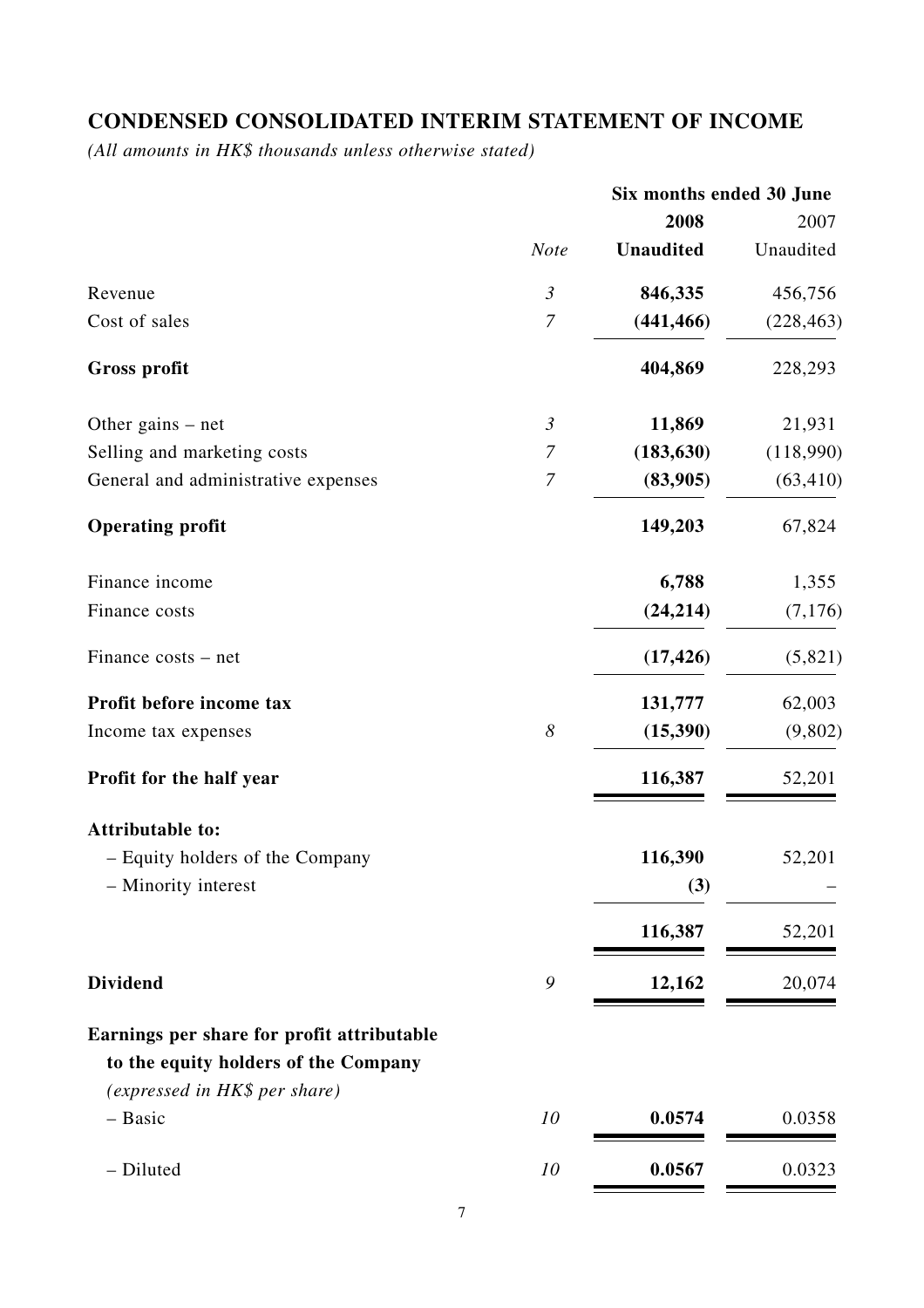## CONDENSED CONSOLIDATED INTERIM STATEMENT OF INCOME

*(All amounts in HK$ thousands unless otherwise stated)*

| | | Six months ended 30 June | |
|---|---|---|---|
| | | **2008** | 2007 |
| | *Note* | **Unaudited** | Unaudited |
| Revenue | *3* | **846,335** | 456,756 |
| Cost of sales | *7* | **(441,466)** | (228,463) |
| **Gross profit** | | **404,869** | 228,293 |
| Other gains – net | *3* | **11,869** | 21,931 |
| Selling and marketing costs | *7* | **(183,630)** | (118,990) |
| General and administrative expenses | *7* | **(83,905)** | (63,410) |
| **Operating profit** | | **149,203** | 67,824 |
| Finance income | | **6,788** | 1,355 |
| Finance costs | | **(24,214)** | (7,176) |
| Finance costs – net | | **(17,426)** | (5,821) |
| **Profit before income tax** | | **131,777** | 62,003 |
| Income tax expenses | *8* | **(15,390)** | (9,802) |
| **Profit for the half year** | | **116,387** | 52,201 |
| **Attributable to:** | | | |
| – Equity holders of the Company | | **116,390** | 52,201 |
| – Minority interest | | **(3)** | – |
| | | **116,387** | 52,201 |
| **Dividend** | *9* | **12,162** | 20,074 |
| **Earnings per share for profit attributable to the equity holders of the Company** *(expressed in HK$ per share)* | | | |
| – Basic | *10* | **0.0574** | 0.0358 |
| – Diluted | *10* | **0.0567** | 0.0323 |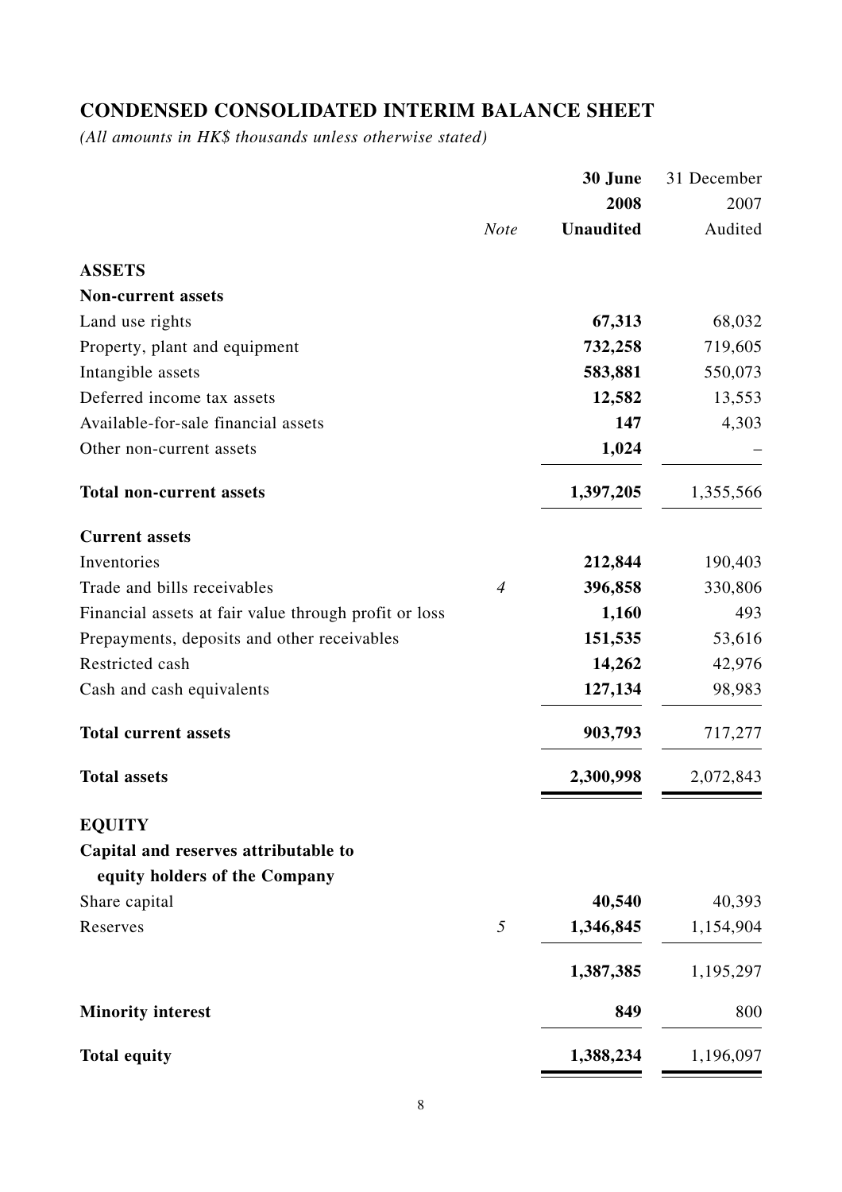# CONDENSED CONSOLIDATED INTERIM BALANCE SHEET

*(All amounts in HK$ thousands unless otherwise stated)*

| | *Note* | **30 June 2008 Unaudited** | 31 December 2007 Audited |
|---|---|---|---|
| **ASSETS** | | | |
| **Non-current assets** | | | |
| Land use rights | | **67,313** | 68,032 |
| Property, plant and equipment | | **732,258** | 719,605 |
| Intangible assets | | **583,881** | 550,073 |
| Deferred income tax assets | | **12,582** | 13,553 |
| Available-for-sale financial assets | | **147** | 4,303 |
| Other non-current assets | | **1,024** | – |
| **Total non-current assets** | | **1,397,205** | 1,355,566 |
| **Current assets** | | | |
| Inventories | | **212,844** | 190,403 |
| Trade and bills receivables | *4* | **396,858** | 330,806 |
| Financial assets at fair value through profit or loss | | **1,160** | 493 |
| Prepayments, deposits and other receivables | | **151,535** | 53,616 |
| Restricted cash | | **14,262** | 42,976 |
| Cash and cash equivalents | | **127,134** | 98,983 |
| **Total current assets** | | **903,793** | 717,277 |
| **Total assets** | | **2,300,998** | 2,072,843 |
| **EQUITY** | | | |
| **Capital and reserves attributable to equity holders of the Company** | | | |
| Share capital | | **40,540** | 40,393 |
| Reserves | *5* | **1,346,845** | 1,154,904 |
| | | **1,387,385** | 1,195,297 |
| **Minority interest** | | **849** | 800 |
| **Total equity** | | **1,388,234** | 1,196,097 |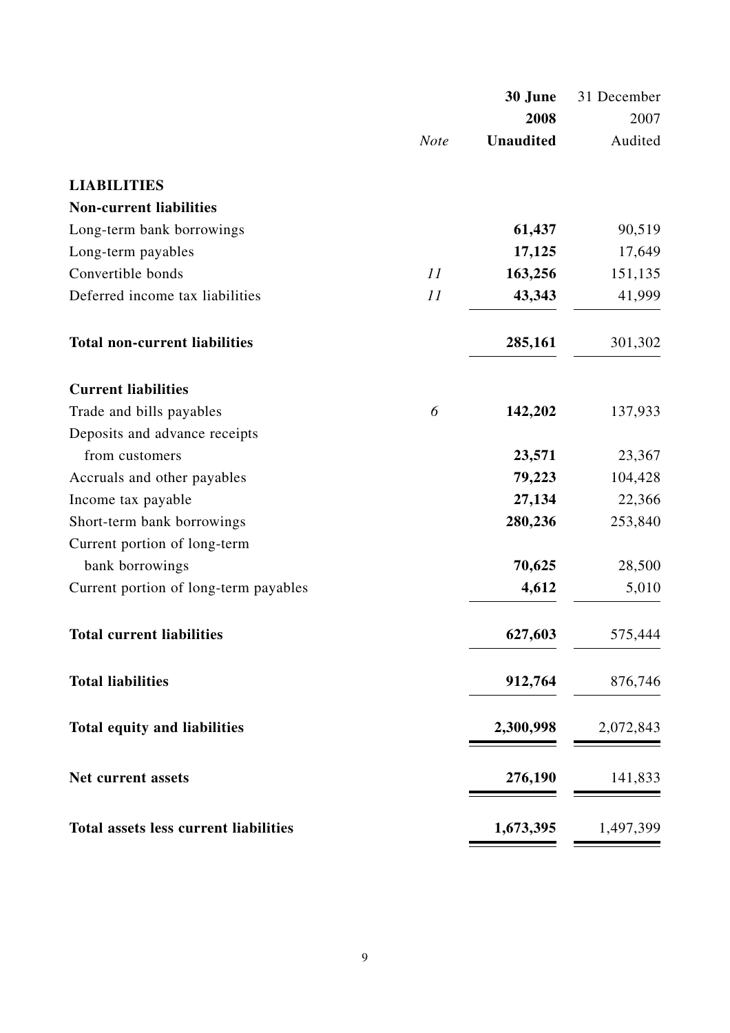| | *Note* | **30 June 2008 Unaudited** | 31 December 2007 Audited |
|---|---|---|---|
| **LIABILITIES** | | | |
| **Non-current liabilities** | | | |
| Long-term bank borrowings | | **61,437** | 90,519 |
| Long-term payables | | **17,125** | 17,649 |
| Convertible bonds | *11* | **163,256** | 151,135 |
| Deferred income tax liabilities | *11* | **43,343** | 41,999 |
| **Total non-current liabilities** | | **285,161** | 301,302 |
| **Current liabilities** | | | |
| Trade and bills payables | *6* | **142,202** | 137,933 |
| Deposits and advance receipts from customers | | **23,571** | 23,367 |
| Accruals and other payables | | **79,223** | 104,428 |
| Income tax payable | | **27,134** | 22,366 |
| Short-term bank borrowings | | **280,236** | 253,840 |
| Current portion of long-term bank borrowings | | **70,625** | 28,500 |
| Current portion of long-term payables | | **4,612** | 5,010 |
| **Total current liabilities** | | **627,603** | 575,444 |
| **Total liabilities** | | **912,764** | 876,746 |
| **Total equity and liabilities** | | **2,300,998** | 2,072,843 |
| **Net current assets** | | **276,190** | 141,833 |
| **Total assets less current liabilities** | | **1,673,395** | 1,497,399 |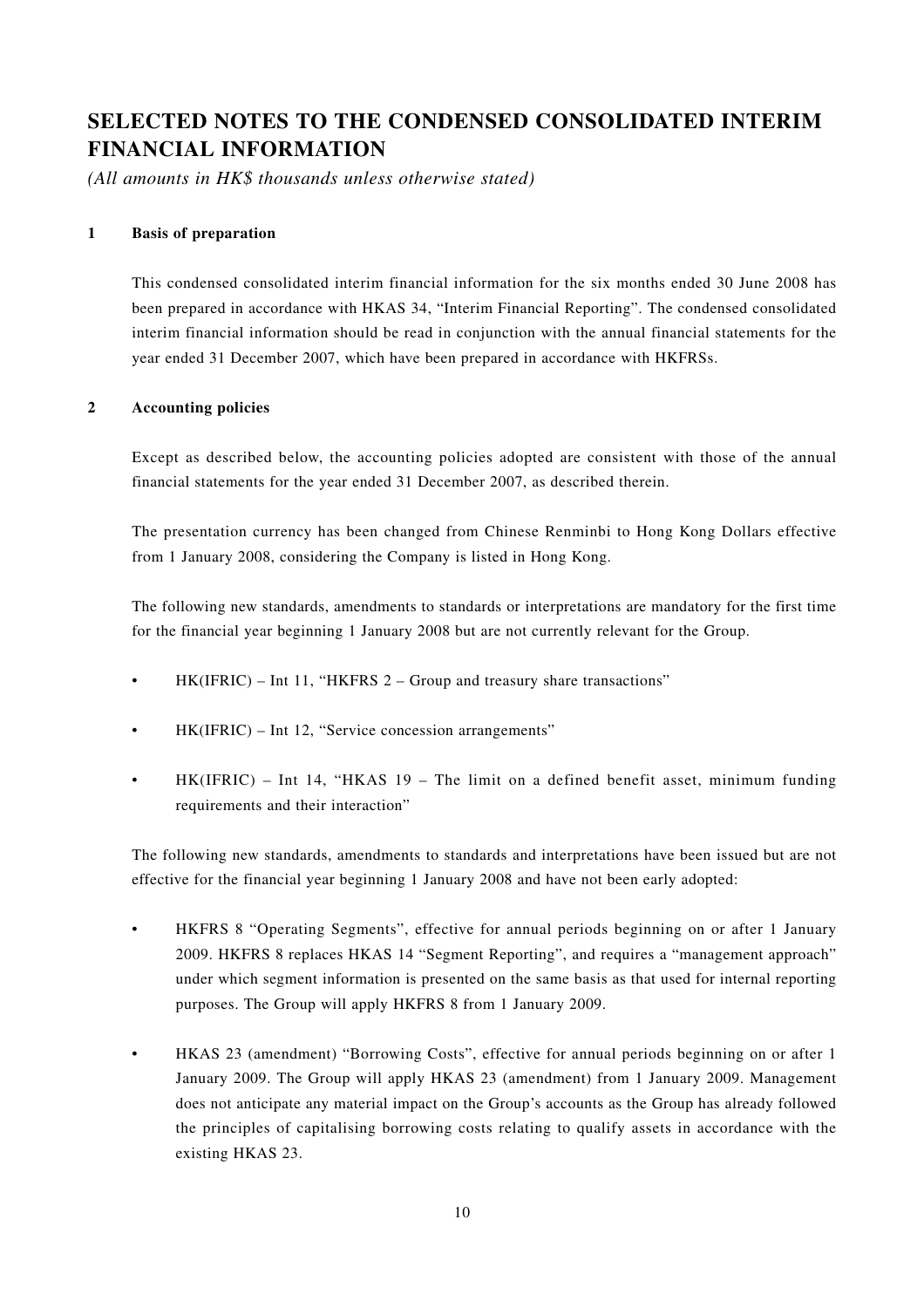# SELECTED NOTES TO THE CONDENSED CONSOLIDATED INTERIM FINANCIAL INFORMATION

*(All amounts in HK$ thousands unless otherwise stated)*

## 1 Basis of preparation

This condensed consolidated interim financial information for the six months ended 30 June 2008 has been prepared in accordance with HKAS 34, "Interim Financial Reporting". The condensed consolidated interim financial information should be read in conjunction with the annual financial statements for the year ended 31 December 2007, which have been prepared in accordance with HKFRSs.

## 2 Accounting policies

Except as described below, the accounting policies adopted are consistent with those of the annual financial statements for the year ended 31 December 2007, as described therein.

The presentation currency has been changed from Chinese Renminbi to Hong Kong Dollars effective from 1 January 2008, considering the Company is listed in Hong Kong.

The following new standards, amendments to standards or interpretations are mandatory for the first time for the financial year beginning 1 January 2008 but are not currently relevant for the Group.

- HK(IFRIC) – Int 11, "HKFRS 2 – Group and treasury share transactions"
- HK(IFRIC) – Int 12, "Service concession arrangements"
- HK(IFRIC) – Int 14, "HKAS 19 – The limit on a defined benefit asset, minimum funding requirements and their interaction"

The following new standards, amendments to standards and interpretations have been issued but are not effective for the financial year beginning 1 January 2008 and have not been early adopted:

- HKFRS 8 "Operating Segments", effective for annual periods beginning on or after 1 January 2009. HKFRS 8 replaces HKAS 14 "Segment Reporting", and requires a "management approach" under which segment information is presented on the same basis as that used for internal reporting purposes. The Group will apply HKFRS 8 from 1 January 2009.
- HKAS 23 (amendment) "Borrowing Costs", effective for annual periods beginning on or after 1 January 2009. The Group will apply HKAS 23 (amendment) from 1 January 2009. Management does not anticipate any material impact on the Group's accounts as the Group has already followed the principles of capitalising borrowing costs relating to qualify assets in accordance with the existing HKAS 23.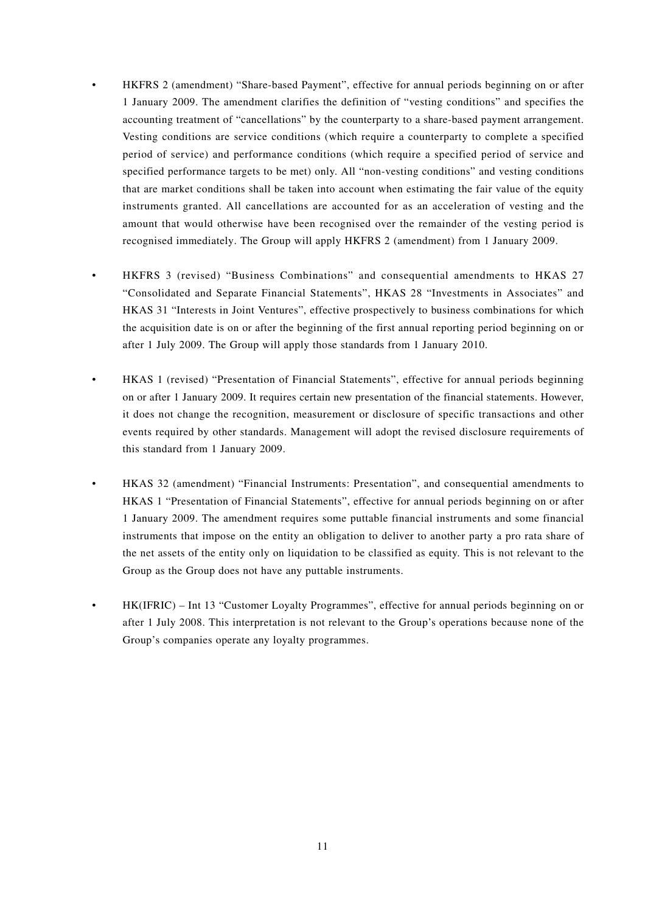- HKFRS 2 (amendment) "Share-based Payment", effective for annual periods beginning on or after 1 January 2009. The amendment clarifies the definition of "vesting conditions" and specifies the accounting treatment of "cancellations" by the counterparty to a share-based payment arrangement. Vesting conditions are service conditions (which require a counterparty to complete a specified period of service) and performance conditions (which require a specified period of service and specified performance targets to be met) only. All "non-vesting conditions" and vesting conditions that are market conditions shall be taken into account when estimating the fair value of the equity instruments granted. All cancellations are accounted for as an acceleration of vesting and the amount that would otherwise have been recognised over the remainder of the vesting period is recognised immediately. The Group will apply HKFRS 2 (amendment) from 1 January 2009.

- HKFRS 3 (revised) "Business Combinations" and consequential amendments to HKAS 27 "Consolidated and Separate Financial Statements", HKAS 28 "Investments in Associates" and HKAS 31 "Interests in Joint Ventures", effective prospectively to business combinations for which the acquisition date is on or after the beginning of the first annual reporting period beginning on or after 1 July 2009. The Group will apply those standards from 1 January 2010.

- HKAS 1 (revised) "Presentation of Financial Statements", effective for annual periods beginning on or after 1 January 2009. It requires certain new presentation of the financial statements. However, it does not change the recognition, measurement or disclosure of specific transactions and other events required by other standards. Management will adopt the revised disclosure requirements of this standard from 1 January 2009.

- HKAS 32 (amendment) "Financial Instruments: Presentation", and consequential amendments to HKAS 1 "Presentation of Financial Statements", effective for annual periods beginning on or after 1 January 2009. The amendment requires some puttable financial instruments and some financial instruments that impose on the entity an obligation to deliver to another party a pro rata share of the net assets of the entity only on liquidation to be classified as equity. This is not relevant to the Group as the Group does not have any puttable instruments.

- HK(IFRIC) – Int 13 "Customer Loyalty Programmes", effective for annual periods beginning on or after 1 July 2008. This interpretation is not relevant to the Group's operations because none of the Group's companies operate any loyalty programmes.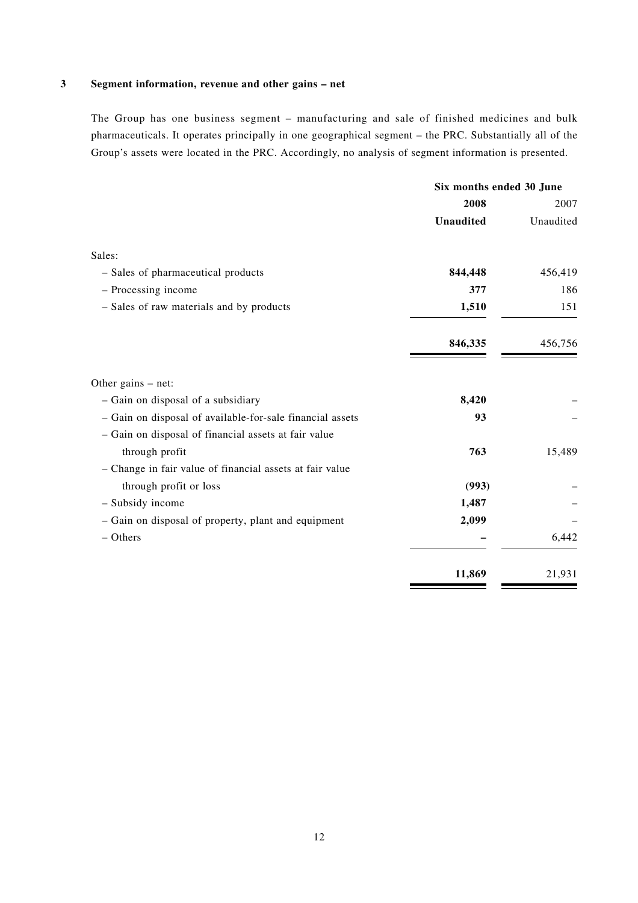## 3 Segment information, revenue and other gains – net

The Group has one business segment – manufacturing and sale of finished medicines and bulk pharmaceuticals. It operates principally in one geographical segment – the PRC. Substantially all of the Group's assets were located in the PRC. Accordingly, no analysis of segment information is presented.

| | Six months ended 30 June | |
|---|---|---|
| | **2008** | 2007 |
| | **Unaudited** | Unaudited |
| Sales: | | |
| – Sales of pharmaceutical products | **844,448** | 456,419 |
| – Processing income | **377** | 186 |
| – Sales of raw materials and by products | **1,510** | 151 |
| | **846,335** | 456,756 |
| Other gains – net: | | |
| – Gain on disposal of a subsidiary | **8,420** | – |
| – Gain on disposal of available-for-sale financial assets | **93** | – |
| – Gain on disposal of financial assets at fair value through profit | **763** | 15,489 |
| – Change in fair value of financial assets at fair value through profit or loss | **(993)** | – |
| – Subsidy income | **1,487** | – |
| – Gain on disposal of property, plant and equipment | **2,099** | – |
| – Others | **–** | 6,442 |
| | **11,869** | 21,931 |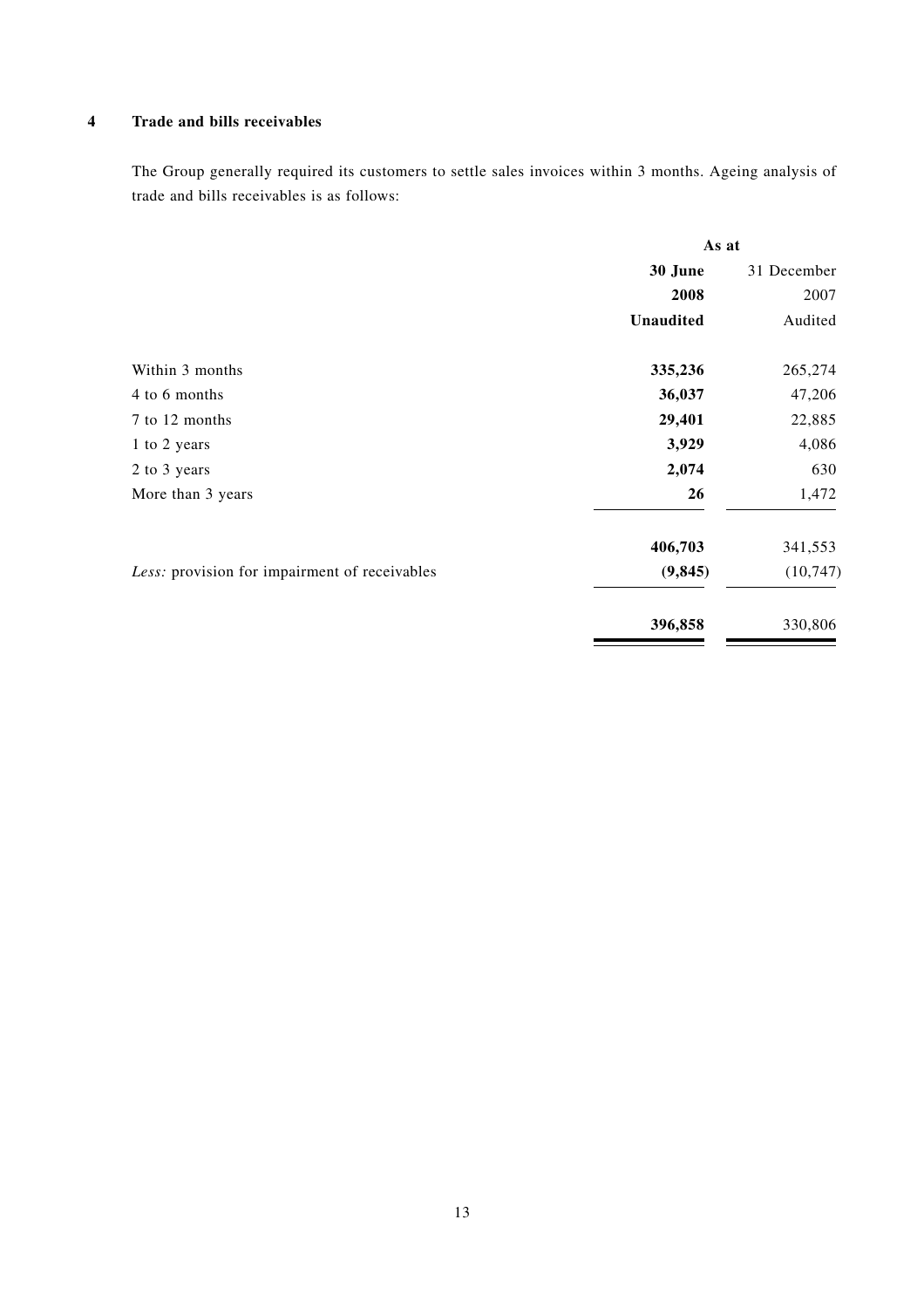## 4 Trade and bills receivables

The Group generally required its customers to settle sales invoices within 3 months. Ageing analysis of trade and bills receivables is as follows:

| | As at | |
|---|---|---|
| | **30 June** | 31 December |
| | **2008** | 2007 |
| | **Unaudited** | Audited |
| Within 3 months | **335,236** | 265,274 |
| 4 to 6 months | **36,037** | 47,206 |
| 7 to 12 months | **29,401** | 22,885 |
| 1 to 2 years | **3,929** | 4,086 |
| 2 to 3 years | **2,074** | 630 |
| More than 3 years | **26** | 1,472 |
| | **406,703** | 341,553 |
| *Less:* provision for impairment of receivables | **(9,845)** | (10,747) |
| | **396,858** | 330,806 |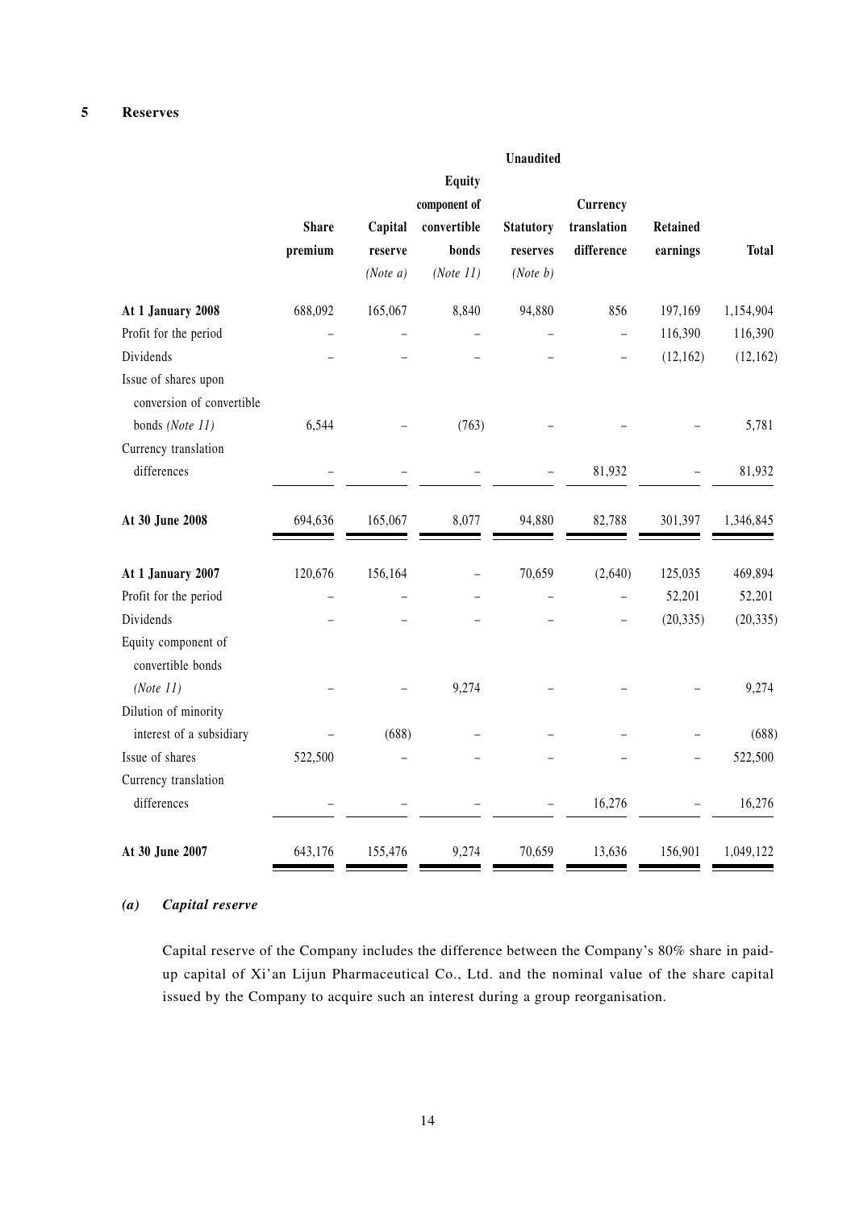## 5 Reserves

| | Unaudited | | | | | | |
|---|---|---|---|---|---|---|---|
| | Share premium | Capital reserve *(Note a)* | Equity component of convertible bonds *(Note 11)* | Statutory reserves *(Note b)* | Currency translation difference | Retained earnings | Total |
| **At 1 January 2008** | 688,092 | 165,067 | 8,840 | 94,880 | 856 | 197,169 | 1,154,904 |
| Profit for the period | – | – | – | – | – | 116,390 | 116,390 |
| Dividends | – | – | – | – | – | (12,162) | (12,162) |
| Issue of shares upon conversion of convertible bonds *(Note 11)* | 6,544 | – | (763) | – | – | – | 5,781 |
| Currency translation differences | – | – | – | – | 81,932 | – | 81,932 |
| **At 30 June 2008** | 694,636 | 165,067 | 8,077 | 94,880 | 82,788 | 301,397 | 1,346,845 |
| **At 1 January 2007** | 120,676 | 156,164 | – | 70,659 | (2,640) | 125,035 | 469,894 |
| Profit for the period | – | – | – | – | – | 52,201 | 52,201 |
| Dividends | – | – | – | – | – | (20,335) | (20,335) |
| Equity component of convertible bonds *(Note 11)* | – | – | 9,274 | – | – | – | 9,274 |
| Dilution of minority interest of a subsidiary | – | (688) | – | – | – | – | (688) |
| Issue of shares | 522,500 | – | – | – | – | – | 522,500 |
| Currency translation differences | – | – | – | – | 16,276 | – | 16,276 |
| **At 30 June 2007** | 643,176 | 155,476 | 9,274 | 70,659 | 13,636 | 156,901 | 1,049,122 |

### *(a) Capital reserve*

Capital reserve of the Company includes the difference between the Company's 80% share in paid-up capital of Xi'an Lijun Pharmaceutical Co., Ltd. and the nominal value of the share capital issued by the Company to acquire such an interest during a group reorganisation.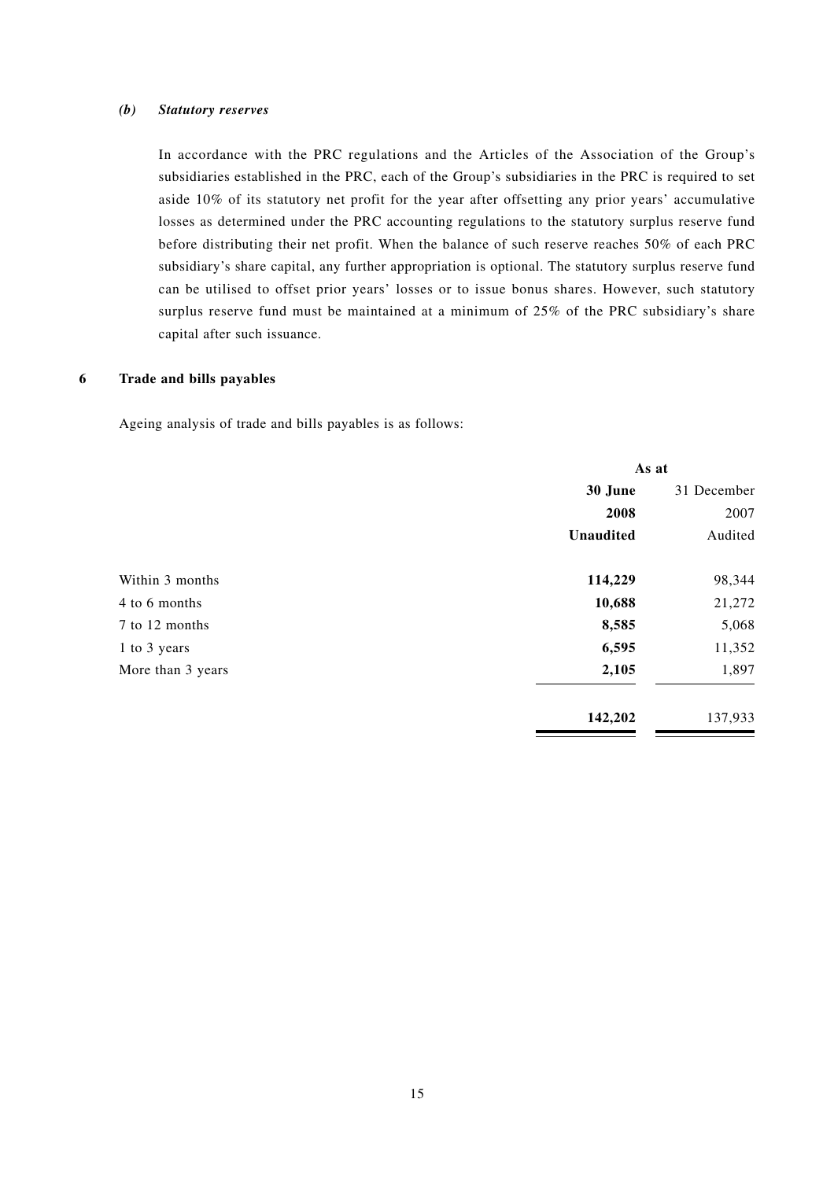***(b) Statutory reserves***

In accordance with the PRC regulations and the Articles of the Association of the Group's subsidiaries established in the PRC, each of the Group's subsidiaries in the PRC is required to set aside 10% of its statutory net profit for the year after offsetting any prior years' accumulative losses as determined under the PRC accounting regulations to the statutory surplus reserve fund before distributing their net profit. When the balance of such reserve reaches 50% of each PRC subsidiary's share capital, any further appropriation is optional. The statutory surplus reserve fund can be utilised to offset prior years' losses or to issue bonus shares. However, such statutory surplus reserve fund must be maintained at a minimum of 25% of the PRC subsidiary's share capital after such issuance.

## 6 Trade and bills payables

Ageing analysis of trade and bills payables is as follows:

| | As at | |
|---|---|---|
| | **30 June 2008** | 31 December 2007 |
| | **Unaudited** | Audited |
| Within 3 months | **114,229** | 98,344 |
| 4 to 6 months | **10,688** | 21,272 |
| 7 to 12 months | **8,585** | 5,068 |
| 1 to 3 years | **6,595** | 11,352 |
| More than 3 years | **2,105** | 1,897 |
| | **142,202** | 137,933 |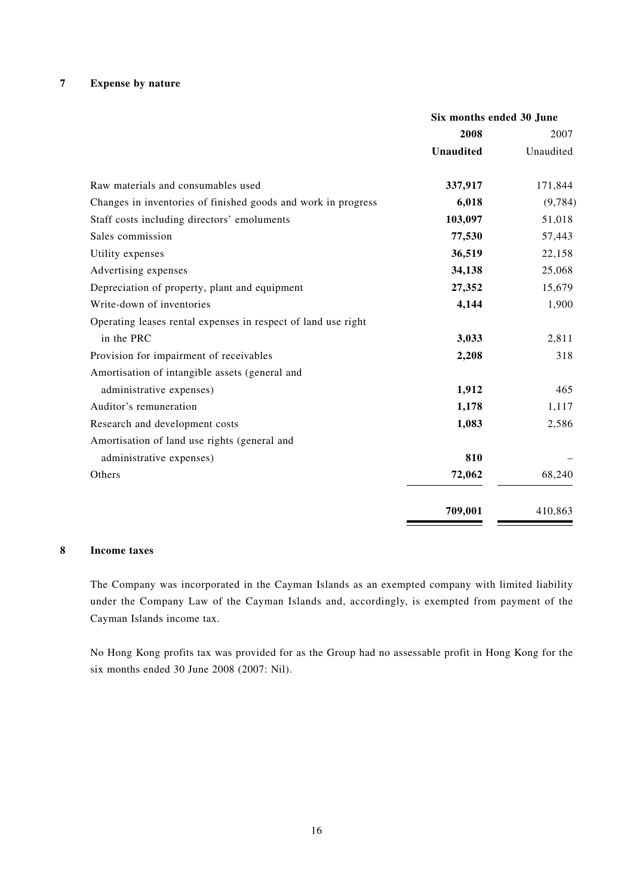## 7 Expense by nature

| | Six months ended 30 June | |
|---|---|---|
| | **2008** | 2007 |
| | **Unaudited** | Unaudited |
| Raw materials and consumables used | **337,917** | 171,844 |
| Changes in inventories of finished goods and work in progress | **6,018** | (9,784) |
| Staff costs including directors' emoluments | **103,097** | 51,018 |
| Sales commission | **77,530** | 57,443 |
| Utility expenses | **36,519** | 22,158 |
| Advertising expenses | **34,138** | 25,068 |
| Depreciation of property, plant and equipment | **27,352** | 15,679 |
| Write-down of inventories | **4,144** | 1,900 |
| Operating leases rental expenses in respect of land use right in the PRC | **3,033** | 2,811 |
| Provision for impairment of receivables | **2,208** | 318 |
| Amortisation of intangible assets (general and administrative expenses) | **1,912** | 465 |
| Auditor's remuneration | **1,178** | 1,117 |
| Research and development costs | **1,083** | 2,586 |
| Amortisation of land use rights (general and administrative expenses) | **810** | – |
| Others | **72,062** | 68,240 |
| | **709,001** | 410,863 |

## 8 Income taxes

The Company was incorporated in the Cayman Islands as an exempted company with limited liability under the Company Law of the Cayman Islands and, accordingly, is exempted from payment of the Cayman Islands income tax.

No Hong Kong profits tax was provided for as the Group had no assessable profit in Hong Kong for the six months ended 30 June 2008 (2007: Nil).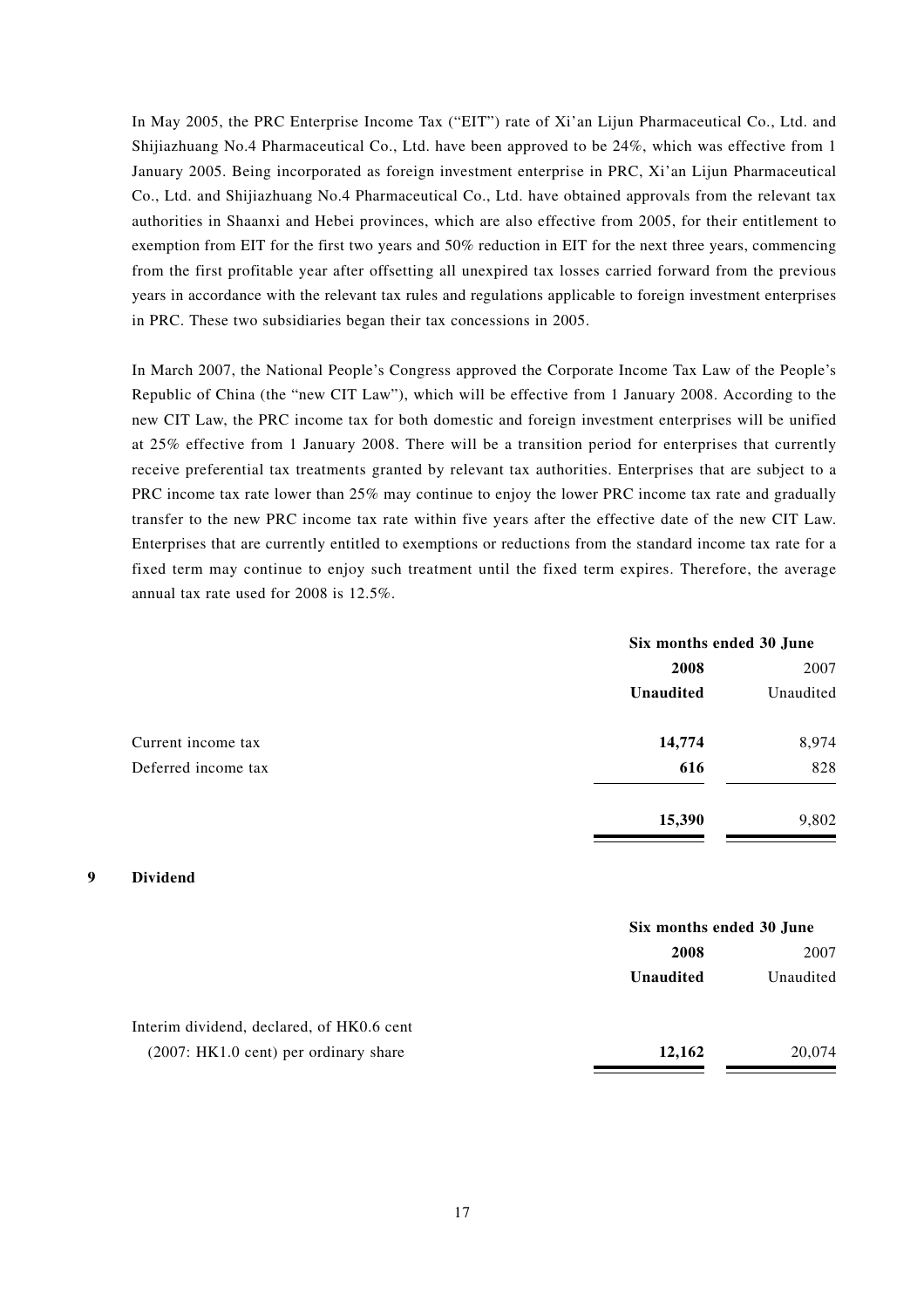In May 2005, the PRC Enterprise Income Tax ("EIT") rate of Xi'an Lijun Pharmaceutical Co., Ltd. and Shijiazhuang No.4 Pharmaceutical Co., Ltd. have been approved to be 24%, which was effective from 1 January 2005. Being incorporated as foreign investment enterprise in PRC, Xi'an Lijun Pharmaceutical Co., Ltd. and Shijiazhuang No.4 Pharmaceutical Co., Ltd. have obtained approvals from the relevant tax authorities in Shaanxi and Hebei provinces, which are also effective from 2005, for their entitlement to exemption from EIT for the first two years and 50% reduction in EIT for the next three years, commencing from the first profitable year after offsetting all unexpired tax losses carried forward from the previous years in accordance with the relevant tax rules and regulations applicable to foreign investment enterprises in PRC. These two subsidiaries began their tax concessions in 2005.

In March 2007, the National People's Congress approved the Corporate Income Tax Law of the People's Republic of China (the "new CIT Law"), which will be effective from 1 January 2008. According to the new CIT Law, the PRC income tax for both domestic and foreign investment enterprises will be unified at 25% effective from 1 January 2008. There will be a transition period for enterprises that currently receive preferential tax treatments granted by relevant tax authorities. Enterprises that are subject to a PRC income tax rate lower than 25% may continue to enjoy the lower PRC income tax rate and gradually transfer to the new PRC income tax rate within five years after the effective date of the new CIT Law. Enterprises that are currently entitled to exemptions or reductions from the standard income tax rate for a fixed term may continue to enjoy such treatment until the fixed term expires. Therefore, the average annual tax rate used for 2008 is 12.5%.

| | Six months ended 30 June | |
|---|---|---|
| | **2008** | 2007 |
| | **Unaudited** | Unaudited |
| Current income tax | **14,774** | 8,974 |
| Deferred income tax | **616** | 828 |
| | **15,390** | 9,802 |

## 9 Dividend

| | Six months ended 30 June | |
|---|---|---|
| | **2008** | 2007 |
| | **Unaudited** | Unaudited |
| Interim dividend, declared, of HK0.6 cent (2007: HK1.0 cent) per ordinary share | **12,162** | 20,074 |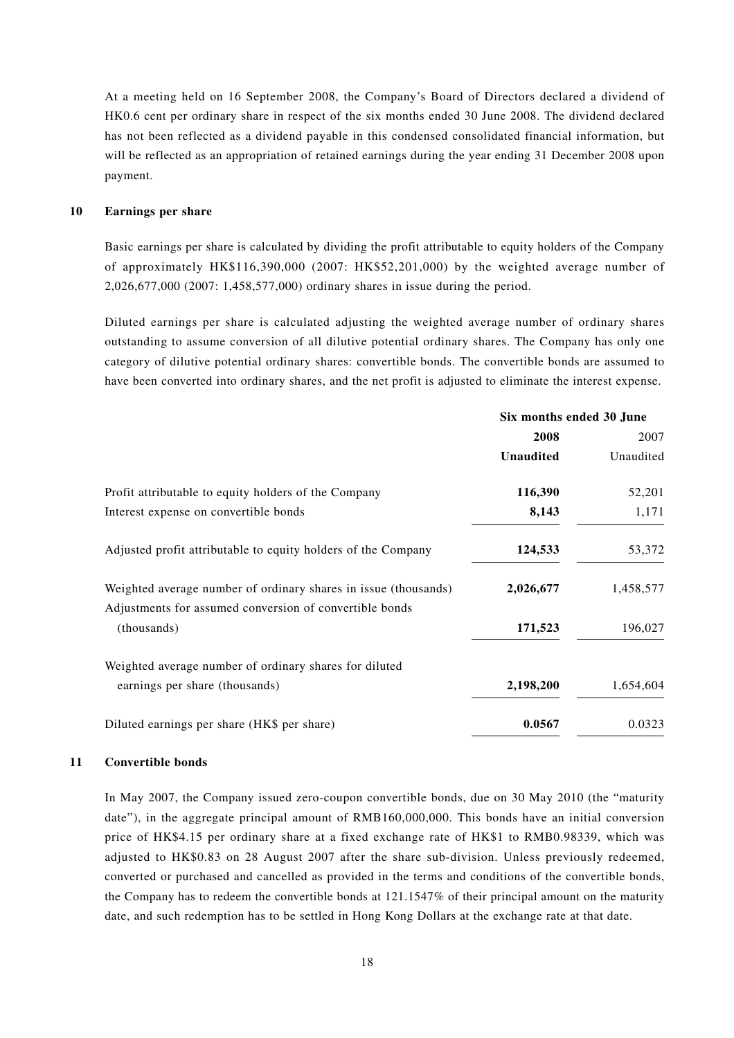At a meeting held on 16 September 2008, the Company's Board of Directors declared a dividend of HK0.6 cent per ordinary share in respect of the six months ended 30 June 2008. The dividend declared has not been reflected as a dividend payable in this condensed consolidated financial information, but will be reflected as an appropriation of retained earnings during the year ending 31 December 2008 upon payment.

## 10 Earnings per share

Basic earnings per share is calculated by dividing the profit attributable to equity holders of the Company of approximately HK$116,390,000 (2007: HK$52,201,000) by the weighted average number of 2,026,677,000 (2007: 1,458,577,000) ordinary shares in issue during the period.

Diluted earnings per share is calculated adjusting the weighted average number of ordinary shares outstanding to assume conversion of all dilutive potential ordinary shares. The Company has only one category of dilutive potential ordinary shares: convertible bonds. The convertible bonds are assumed to have been converted into ordinary shares, and the net profit is adjusted to eliminate the interest expense.

| | Six months ended 30 June | |
|---|---|---|
| | **2008** | 2007 |
| | **Unaudited** | Unaudited |
| Profit attributable to equity holders of the Company | **116,390** | 52,201 |
| Interest expense on convertible bonds | **8,143** | 1,171 |
| Adjusted profit attributable to equity holders of the Company | **124,533** | 53,372 |
| Weighted average number of ordinary shares in issue (thousands) | **2,026,677** | 1,458,577 |
| Adjustments for assumed conversion of convertible bonds (thousands) | **171,523** | 196,027 |
| Weighted average number of ordinary shares for diluted earnings per share (thousands) | **2,198,200** | 1,654,604 |
| Diluted earnings per share (HK$ per share) | **0.0567** | 0.0323 |

## 11 Convertible bonds

In May 2007, the Company issued zero-coupon convertible bonds, due on 30 May 2010 (the "maturity date"), in the aggregate principal amount of RMB160,000,000. This bonds have an initial conversion price of HK$4.15 per ordinary share at a fixed exchange rate of HK$1 to RMB0.98339, which was adjusted to HK$0.83 on 28 August 2007 after the share sub-division. Unless previously redeemed, converted or purchased and cancelled as provided in the terms and conditions of the convertible bonds, the Company has to redeem the convertible bonds at 121.1547% of their principal amount on the maturity date, and such redemption has to be settled in Hong Kong Dollars at the exchange rate at that date.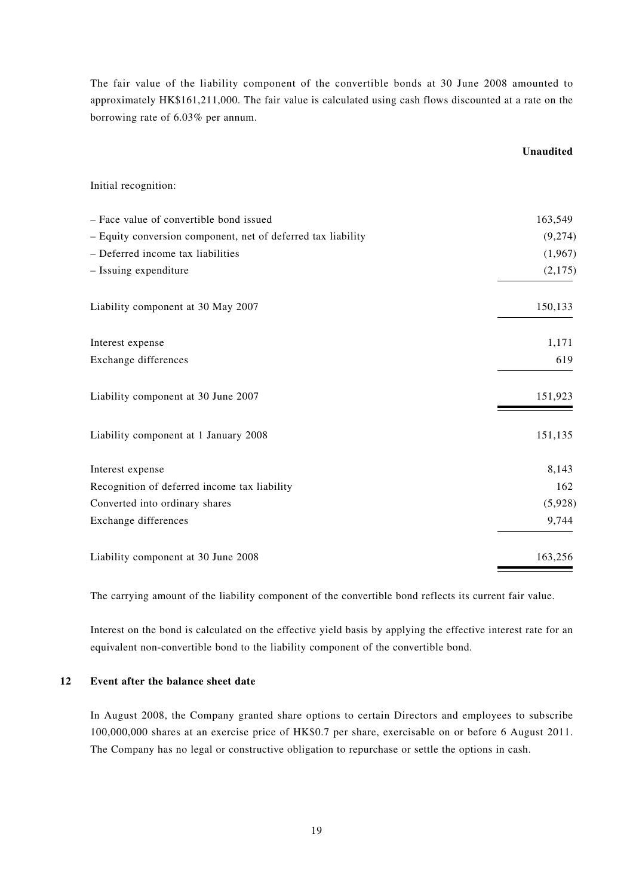The fair value of the liability component of the convertible bonds at 30 June 2008 amounted to approximately HK$161,211,000. The fair value is calculated using cash flows discounted at a rate on the borrowing rate of 6.03% per annum.

| | **Unaudited** |
|---|---|
| Initial recognition: | |
| – Face value of convertible bond issued | 163,549 |
| – Equity conversion component, net of deferred tax liability | (9,274) |
| – Deferred income tax liabilities | (1,967) |
| – Issuing expenditure | (2,175) |
| Liability component at 30 May 2007 | 150,133 |
| Interest expense | 1,171 |
| Exchange differences | 619 |
| Liability component at 30 June 2007 | 151,923 |
| Liability component at 1 January 2008 | 151,135 |
| Interest expense | 8,143 |
| Recognition of deferred income tax liability | 162 |
| Converted into ordinary shares | (5,928) |
| Exchange differences | 9,744 |
| Liability component at 30 June 2008 | 163,256 |

The carrying amount of the liability component of the convertible bond reflects its current fair value.

Interest on the bond is calculated on the effective yield basis by applying the effective interest rate for an equivalent non-convertible bond to the liability component of the convertible bond.

## 12 Event after the balance sheet date

In August 2008, the Company granted share options to certain Directors and employees to subscribe 100,000,000 shares at an exercise price of HK$0.7 per share, exercisable on or before 6 August 2011. The Company has no legal or constructive obligation to repurchase or settle the options in cash.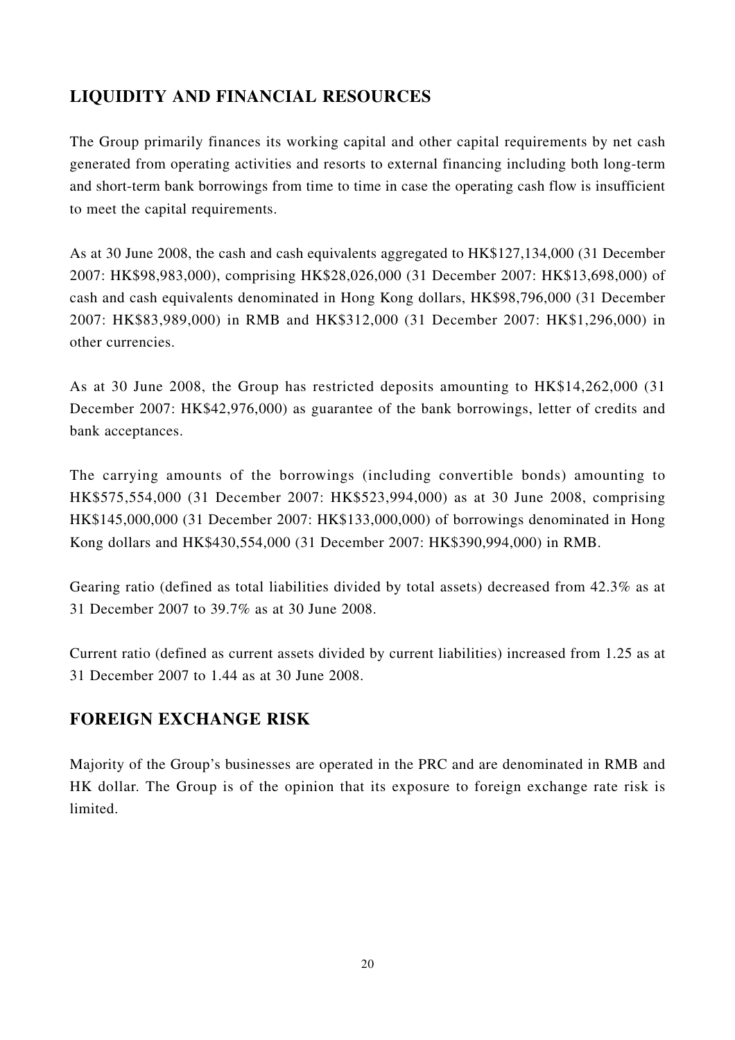## LIQUIDITY AND FINANCIAL RESOURCES

The Group primarily finances its working capital and other capital requirements by net cash generated from operating activities and resorts to external financing including both long-term and short-term bank borrowings from time to time in case the operating cash flow is insufficient to meet the capital requirements.

As at 30 June 2008, the cash and cash equivalents aggregated to HK$127,134,000 (31 December 2007: HK$98,983,000), comprising HK$28,026,000 (31 December 2007: HK$13,698,000) of cash and cash equivalents denominated in Hong Kong dollars, HK$98,796,000 (31 December 2007: HK$83,989,000) in RMB and HK$312,000 (31 December 2007: HK$1,296,000) in other currencies.

As at 30 June 2008, the Group has restricted deposits amounting to HK$14,262,000 (31 December 2007: HK$42,976,000) as guarantee of the bank borrowings, letter of credits and bank acceptances.

The carrying amounts of the borrowings (including convertible bonds) amounting to HK$575,554,000 (31 December 2007: HK$523,994,000) as at 30 June 2008, comprising HK$145,000,000 (31 December 2007: HK$133,000,000) of borrowings denominated in Hong Kong dollars and HK$430,554,000 (31 December 2007: HK$390,994,000) in RMB.

Gearing ratio (defined as total liabilities divided by total assets) decreased from 42.3% as at 31 December 2007 to 39.7% as at 30 June 2008.

Current ratio (defined as current assets divided by current liabilities) increased from 1.25 as at 31 December 2007 to 1.44 as at 30 June 2008.

## FOREIGN EXCHANGE RISK

Majority of the Group's businesses are operated in the PRC and are denominated in RMB and HK dollar. The Group is of the opinion that its exposure to foreign exchange rate risk is limited.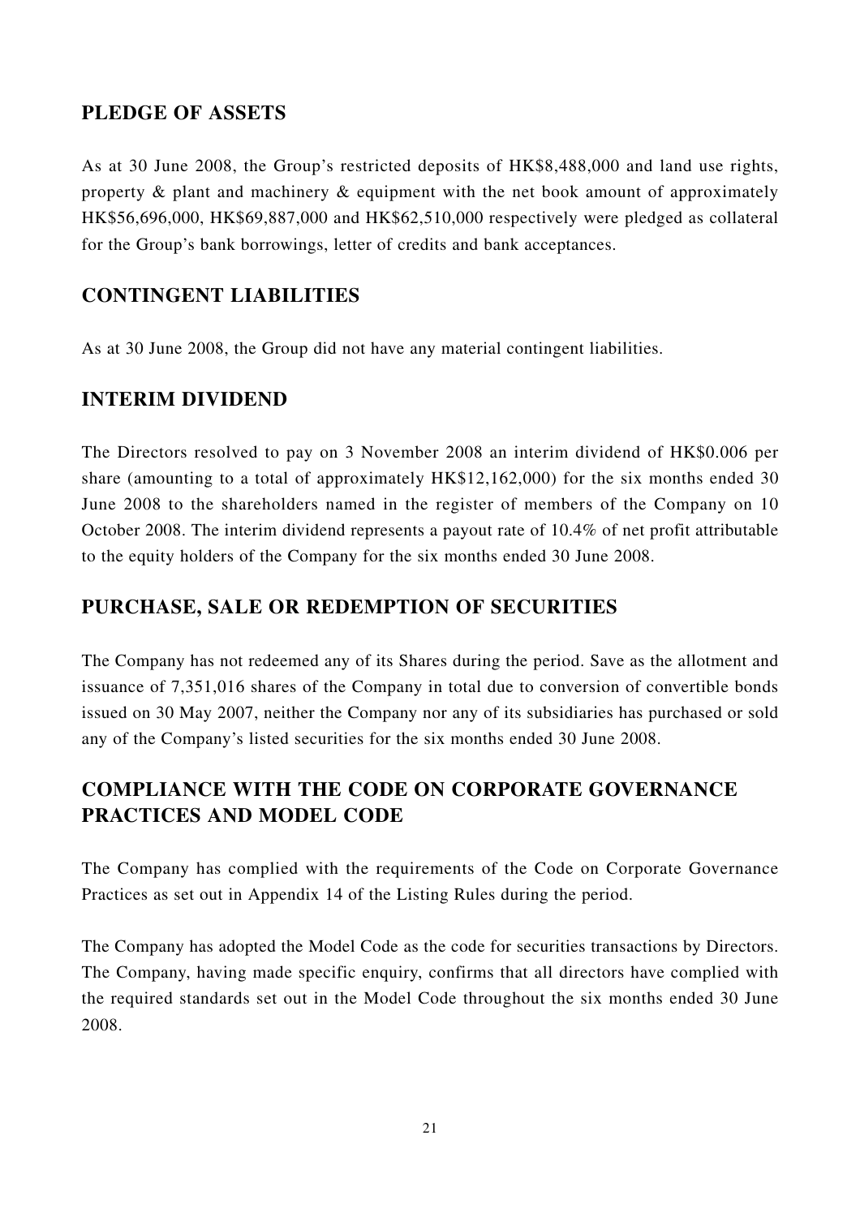## PLEDGE OF ASSETS

As at 30 June 2008, the Group's restricted deposits of HK$8,488,000 and land use rights, property & plant and machinery & equipment with the net book amount of approximately HK$56,696,000, HK$69,887,000 and HK$62,510,000 respectively were pledged as collateral for the Group's bank borrowings, letter of credits and bank acceptances.

## CONTINGENT LIABILITIES

As at 30 June 2008, the Group did not have any material contingent liabilities.

## INTERIM DIVIDEND

The Directors resolved to pay on 3 November 2008 an interim dividend of HK$0.006 per share (amounting to a total of approximately HK$12,162,000) for the six months ended 30 June 2008 to the shareholders named in the register of members of the Company on 10 October 2008. The interim dividend represents a payout rate of 10.4% of net profit attributable to the equity holders of the Company for the six months ended 30 June 2008.

## PURCHASE, SALE OR REDEMPTION OF SECURITIES

The Company has not redeemed any of its Shares during the period. Save as the allotment and issuance of 7,351,016 shares of the Company in total due to conversion of convertible bonds issued on 30 May 2007, neither the Company nor any of its subsidiaries has purchased or sold any of the Company's listed securities for the six months ended 30 June 2008.

## COMPLIANCE WITH THE CODE ON CORPORATE GOVERNANCE PRACTICES AND MODEL CODE

The Company has complied with the requirements of the Code on Corporate Governance Practices as set out in Appendix 14 of the Listing Rules during the period.

The Company has adopted the Model Code as the code for securities transactions by Directors. The Company, having made specific enquiry, confirms that all directors have complied with the required standards set out in the Model Code throughout the six months ended 30 June 2008.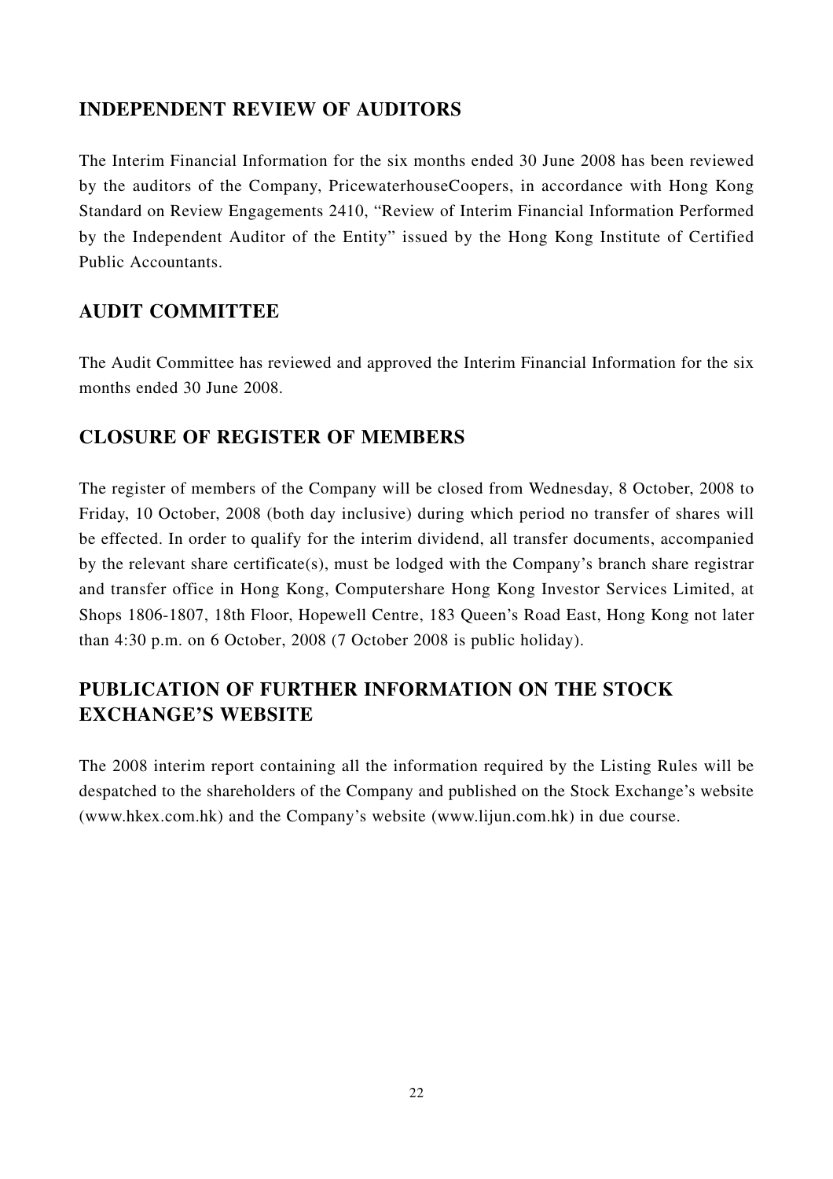## INDEPENDENT REVIEW OF AUDITORS

The Interim Financial Information for the six months ended 30 June 2008 has been reviewed by the auditors of the Company, PricewaterhouseCoopers, in accordance with Hong Kong Standard on Review Engagements 2410, "Review of Interim Financial Information Performed by the Independent Auditor of the Entity" issued by the Hong Kong Institute of Certified Public Accountants.

## AUDIT COMMITTEE

The Audit Committee has reviewed and approved the Interim Financial Information for the six months ended 30 June 2008.

## CLOSURE OF REGISTER OF MEMBERS

The register of members of the Company will be closed from Wednesday, 8 October, 2008 to Friday, 10 October, 2008 (both day inclusive) during which period no transfer of shares will be effected. In order to qualify for the interim dividend, all transfer documents, accompanied by the relevant share certificate(s), must be lodged with the Company's branch share registrar and transfer office in Hong Kong, Computershare Hong Kong Investor Services Limited, at Shops 1806-1807, 18th Floor, Hopewell Centre, 183 Queen's Road East, Hong Kong not later than 4:30 p.m. on 6 October, 2008 (7 October 2008 is public holiday).

## PUBLICATION OF FURTHER INFORMATION ON THE STOCK EXCHANGE'S WEBSITE

The 2008 interim report containing all the information required by the Listing Rules will be despatched to the shareholders of the Company and published on the Stock Exchange's website (www.hkex.com.hk) and the Company's website (www.lijun.com.hk) in due course.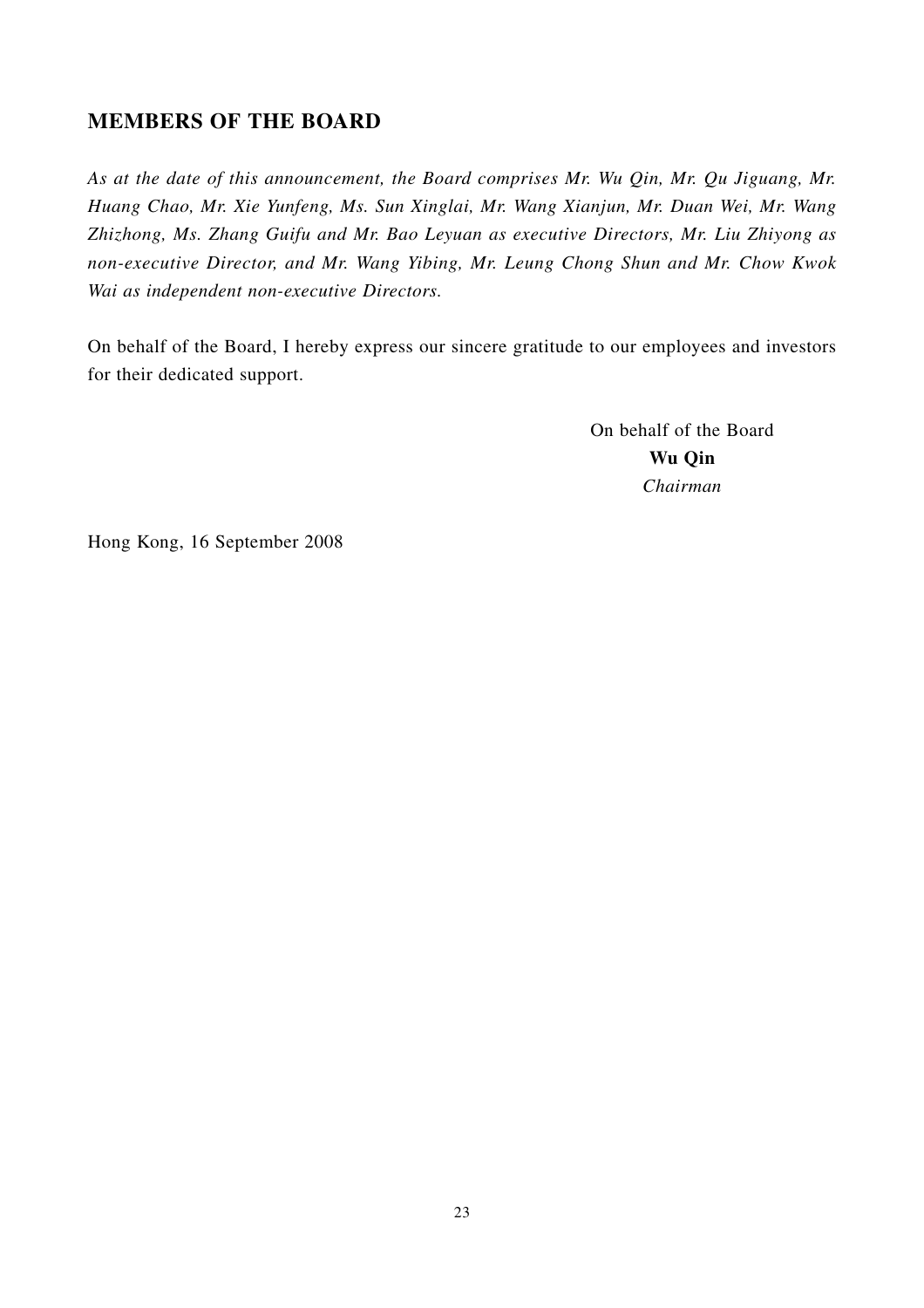## MEMBERS OF THE BOARD

*As at the date of this announcement, the Board comprises Mr. Wu Qin, Mr. Qu Jiguang, Mr. Huang Chao, Mr. Xie Yunfeng, Ms. Sun Xinglai, Mr. Wang Xianjun, Mr. Duan Wei, Mr. Wang Zhizhong, Ms. Zhang Guifu and Mr. Bao Leyuan as executive Directors, Mr. Liu Zhiyong as non-executive Director, and Mr. Wang Yibing, Mr. Leung Chong Shun and Mr. Chow Kwok Wai as independent non-executive Directors.*

On behalf of the Board, I hereby express our sincere gratitude to our employees and investors for their dedicated support.

On behalf of the Board
**Wu Qin**
*Chairman*

Hong Kong, 16 September 2008